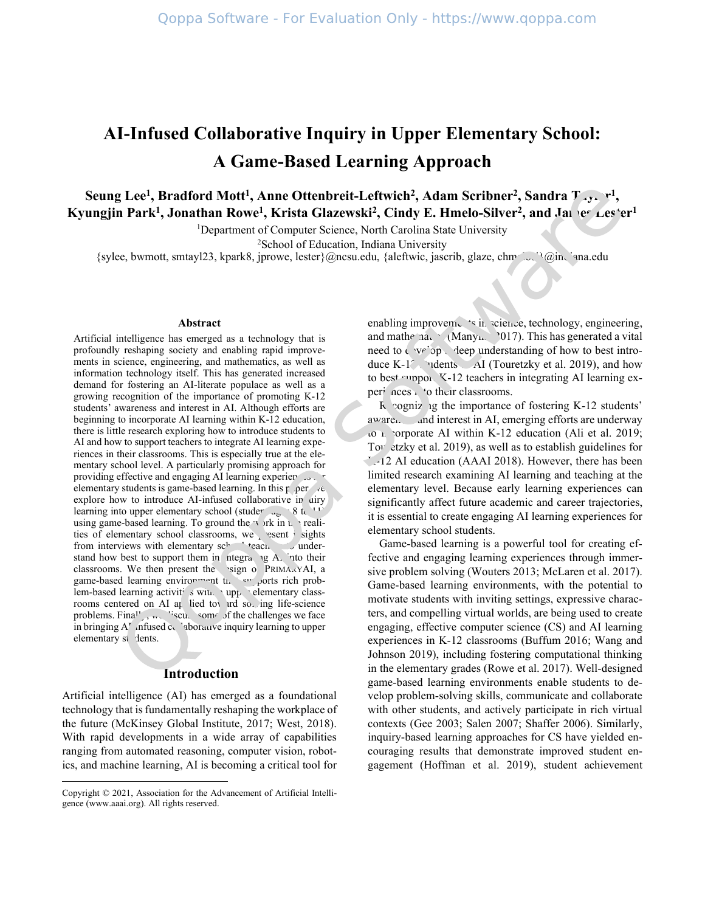# AI-Infused Collaborative Inquiry in Upper Elementary School: A Game-Based Learning Approach

**Seung Lee[1], Bradford Mott[1], Anne Ottenbreit-Leftwich[2], Adam Scribner[2], Sandra Taylor[1], Kyungjin Park[1], Jonathan Rowe[1], Krista Glazewski[2], Cindy E. Hmelo-Silver[2], and James Lester[1]**

[1]Department of Computer Science, North Carolina State University

[2]School of Education, Indiana University

{sylee, bwmott, smtayl23, kpark8, jprowe, lester}@ncsu.edu, {aleftwic, jascrib, glaze, chmelosi}@indiana.edu

## Abstract

Artificial intelligence has emerged as a technology that is profoundly reshaping society and enabling rapid improvements in science, engineering, and mathematics, as well as information technology itself. This has generated increased demand for fostering an AI-literate populace as well as a growing recognition of the importance of promoting K-12 students' awareness and interest in AI. Although efforts are beginning to incorporate AI learning within K-12 education, there is little research exploring how to introduce students to AI and how to support teachers to integrate AI learning experiences in their classrooms. This is especially true at the elementary school level. A particularly promising approach for providing effective and engaging AI learning experiences for elementary students is game-based learning. In this paper we explore how to introduce AI-infused collaborative inquiry learning into upper elementary school (students ages 8 to 11) using game-based learning. To ground the work in the realities of elementary school classrooms, we present insights from interviews with elementary school teachers to understand how best to support them in integrating AI into their classrooms. We then present the design of PrimaryAI, a game-based learning environment that supports rich problem-based learning activities within upper elementary classrooms centered on AI applied toward solving life-science problems. Finally, we discuss some of the challenges we face in bringing AI-infused collaborative inquiry learning to upper elementary students.

## Introduction

Artificial intelligence (AI) has emerged as a foundational technology that is fundamentally reshaping the workplace of the future (McKinsey Global Institute, 2017; West, 2018). With rapid developments in a wide array of capabilities ranging from automated reasoning, computer vision, robotics, and machine learning, AI is becoming a critical tool for enabling improvements in science, technology, engineering, and mathematics (Manyika 2017). This has generated a vital need to develop a deep understanding of how to best introduce K-12 students to AI (Touretzky et al. 2019), and how to best support K-12 teachers in integrating AI learning experiences into their classrooms.

Recognizing the importance of fostering K-12 students' awareness and interest in AI, emerging efforts are underway to incorporate AI within K-12 education (Ali et al. 2019; Touretzky et al. 2019), as well as to establish guidelines for K-12 AI education (AAAI 2018). However, there has been limited research examining AI learning and teaching at the elementary level. Because early learning experiences can significantly affect future academic and career trajectories, it is essential to create engaging AI learning experiences for elementary school students.

Game-based learning is a powerful tool for creating effective and engaging learning experiences through immersive problem solving (Wouters 2013; McLaren et al. 2017). Game-based learning environments, with the potential to motivate students with inviting settings, expressive characters, and compelling virtual worlds, are being used to create engaging, effective computer science (CS) and AI learning experiences in K-12 classrooms (Buffum 2016; Wang and Johnson 2019), including fostering computational thinking in the elementary grades (Rowe et al. 2017). Well-designed game-based learning environments enable students to develop problem-solving skills, communicate and collaborate with other students, and actively participate in rich virtual contexts (Gee 2003; Salen 2007; Shaffer 2006). Similarly, inquiry-based learning approaches for CS have yielded encouraging results that demonstrate improved student engagement (Hoffman et al. 2019), student achievement

Copyright © 2021, Association for the Advancement of Artificial Intelligence (www.aaai.org). All rights reserved.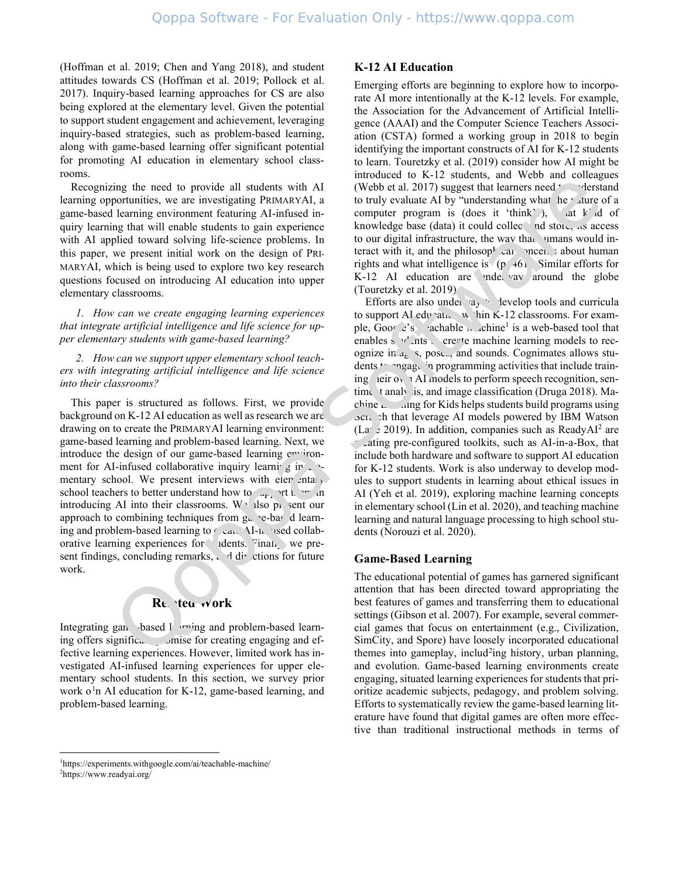(Hoffman et al. 2019; Chen and Yang 2018), and student attitudes towards CS (Hoffman et al. 2019; Pollock et al. 2017). Inquiry-based learning approaches for CS are also being explored at the elementary level. Given the potential to support student engagement and achievement, leveraging inquiry-based strategies, such as problem-based learning, along with game-based learning offer significant potential for promoting AI education in elementary school classrooms.

Recognizing the need to provide all students with AI learning opportunities, we are investigating PRIMARYAI, a game-based learning environment featuring AI-infused inquiry learning that will enable students to gain experience with AI applied toward solving life-science problems. In this paper, we present initial work on the design of PRIMARYAI, which is being used to explore two key research questions focused on introducing AI education into upper elementary classrooms.

*1. How can we create engaging learning experiences that integrate artificial intelligence and life science for upper elementary students with game-based learning?*

*2. How can we support upper elementary school teachers with integrating artificial intelligence and life science into their classrooms?*

This paper is structured as follows. First, we provide background on K-12 AI education as well as research we are drawing on to create the PRIMARYAI learning environment: game-based learning and problem-based learning. Next, we introduce the design of our game-based learning environment for AI-infused collaborative inquiry learning in elementary school. We present interviews with elementary school teachers to better understand how to support them in introducing AI into their classrooms. We also present our approach to combining techniques from game-based learning and problem-based learning to create AI-infused collaborative learning experiences for students. Finally, we present findings, concluding remarks, and directions for future work.

## Related Work

Integrating game-based learning and problem-based learning offers significant promise for creating engaging and effective learning experiences. However, limited work has investigated AI-infused learning experiences for upper elementary school students. In this section, we survey prior work on AI education for K-12, game-based learning, and problem-based learning.

### K-12 AI Education

Emerging efforts are beginning to explore how to incorporate AI more intentionally at the K-12 levels. For example, the Association for the Advancement of Artificial Intelligence (AAAI) and the Computer Science Teachers Association (CSTA) formed a working group in 2018 to begin identifying the important constructs of AI for K-12 students to learn. Touretzky et al. (2019) consider how AI might be introduced to K-12 students, and Webb and colleagues (Webb et al. 2017) suggest that learners need to understand to truly evaluate AI by "understanding what the nature of a computer program is (does it 'think'), what kind of knowledge base (data) it could collect and store, its access to our digital infrastructure, the way that humans would interact with it, and the philosophical concerns about human rights and what intelligence is" (p. 461). Similar efforts for K-12 AI education are underway around the globe (Touretzky et al. 2019).

Efforts are also underway to develop tools and curricula to support AI education within K-12 classrooms. For example, Google's Teachable Machine[1] is a web-based tool that enables students to create machine learning models to recognize images, poses, and sounds. Cognimates allows students to engage in programming activities that include training their own AI models to perform speech recognition, sentiment analysis, and image classification (Druga 2018). Machine Learning for Kids helps students build programs using Scratch that leverage AI models powered by IBM Watson (Lane 2019). In addition, companies such as ReadyAI[2] are creating pre-configured toolkits, such as AI-in-a-Box, that include both hardware and software to support AI education for K-12 students. Work is also underway to develop modules to support students in learning about ethical issues in AI (Yeh et al. 2019), exploring machine learning concepts in elementary school (Lin et al. 2020), and teaching machine learning and natural language processing to high school students (Norouzi et al. 2020).

### Game-Based Learning

The educational potential of games has garnered significant attention that has been directed toward appropriating the best features of games and transferring them to educational settings (Gibson et al. 2007). For example, several commercial games that focus on entertainment (e.g., Civilization, SimCity, and Spore) have loosely incorporated educational themes into gameplay, including history, urban planning, and evolution. Game-based learning environments create engaging, situated learning experiences for students that prioritize academic subjects, pedagogy, and problem solving. Efforts to systematically review the game-based learning literature have found that digital games are often more effective than traditional instructional methods in terms of

[1] https://experiments.withgoogle.com/ai/teachable-machine/

[2] https://www.readyai.org/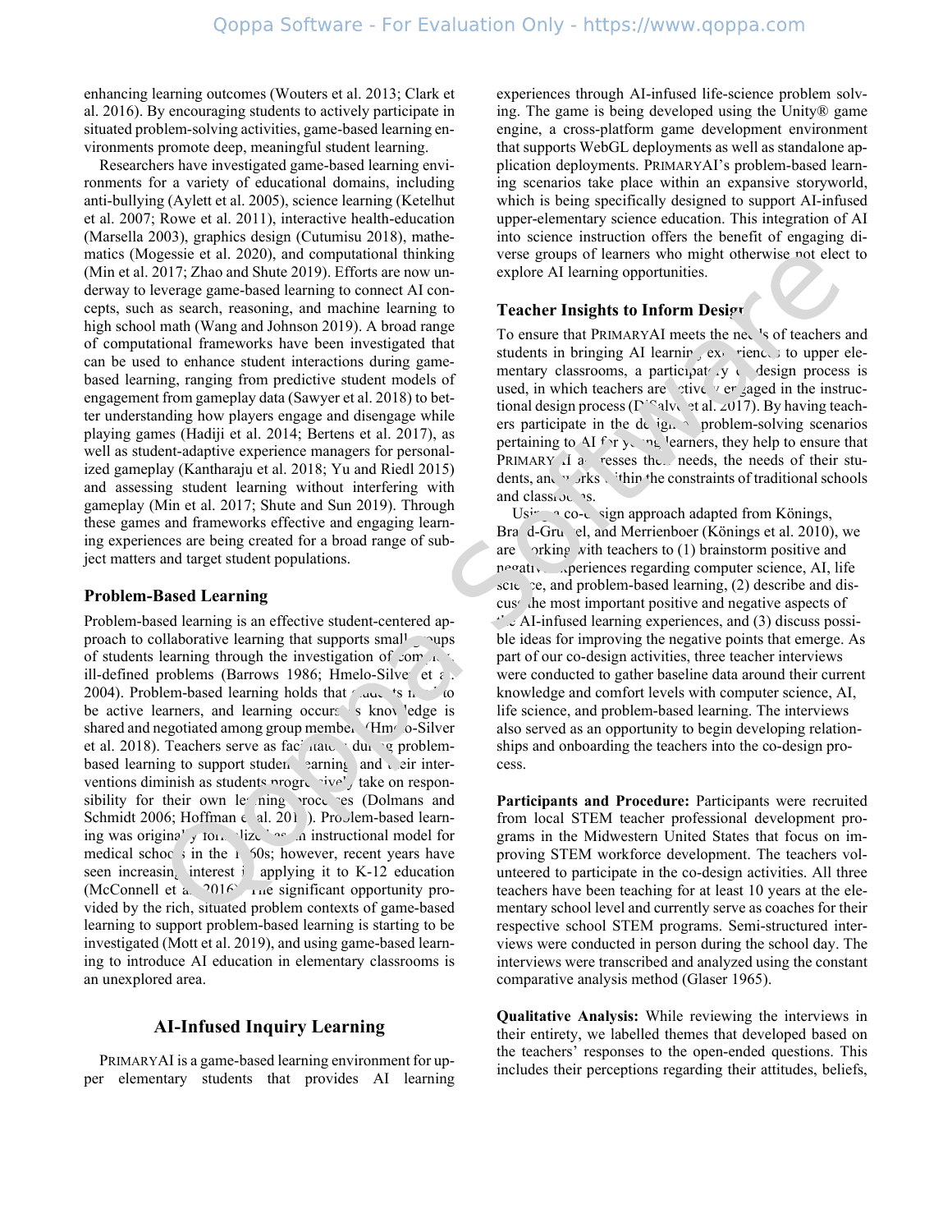enhancing learning outcomes (Wouters et al. 2013; Clark et al. 2016). By encouraging students to actively participate in situated problem-solving activities, game-based learning environments promote deep, meaningful student learning.

Researchers have investigated game-based learning environments for a variety of educational domains, including anti-bullying (Aylett et al. 2005), science learning (Ketelhut et al. 2007; Rowe et al. 2011), interactive health-education (Marsella 2003), graphics design (Cutumisu 2018), mathematics (Mogessie et al. 2020), and computational thinking (Min et al. 2017; Zhao and Shute 2019). Efforts are now underway to leverage game-based learning to connect AI concepts, such as search, reasoning, and machine learning to high school math (Wang and Johnson 2019). A broad range of computational frameworks have been investigated that can be used to enhance student interactions during game-based learning, ranging from predictive student models of engagement from gameplay data (Sawyer et al. 2018) to better understanding how players engage and disengage while playing games (Hadiji et al. 2014; Bertens et al. 2017), as well as student-adaptive experience managers for personalized gameplay (Kantharaju et al. 2018; Yu and Riedl 2015) and assessing student learning without interfering with gameplay (Min et al. 2017; Shute and Sun 2019). Through these games and frameworks effective and engaging learning experiences are being created for a broad range of subject matters and target student populations.

### Problem-Based Learning

Problem-based learning is an effective student-centered approach to collaborative learning that supports small groups of students learning through the investigation of complex, ill-defined problems (Barrows 1986; Hmelo-Silver et al. 2004). Problem-based learning holds that students need to be active learners, and learning occurs as knowledge is shared and negotiated among group members (Hmelo-Silver et al. 2018). Teachers serve as facilitators during problem-based learning to support student learning and their interventions diminish as students progressively take on responsibility for their own learning processes (Dolmans and Schmidt 2006; Hoffman et al. 2011). Problem-based learning was originally formalized as an instructional model for medical schools in the 1960s; however, recent years have seen increasing interest in applying it to K-12 education (McConnell et al. 2016). The significant opportunity provided by the rich, situated problem contexts of game-based learning to support problem-based learning is starting to be investigated (Mott et al. 2019), and using game-based learning to introduce AI education in elementary classrooms is an unexplored area.

## AI-Infused Inquiry Learning

PRIMARYAI is a game-based learning environment for upper elementary students that provides AI learning experiences through AI-infused life-science problem solving. The game is being developed using the Unity® game engine, a cross-platform game development environment that supports WebGL deployments as well as standalone application deployments. PRIMARYAI's problem-based learning scenarios take place within an expansive storyworld, which is being specifically designed to support AI-infused upper-elementary science education. This integration of AI into science instruction offers the benefit of engaging diverse groups of learners who might otherwise not elect to explore AI learning opportunities.

### Teacher Insights to Inform Design

To ensure that PRIMARYAI meets the needs of teachers and students in bringing AI learning experiences to upper elementary classrooms, a participatory co-design process is used, in which teachers are actively engaged in the instructional design process (DiSalvo et al. 2017). By having teachers participate in the design of problem-solving scenarios pertaining to AI for young learners, they help to ensure that PRIMARYAI addresses their needs, the needs of their students, and works within the constraints of traditional schools and classrooms.

Using a co-design approach adapted from Könings, Brand-Gruwel, and Merrienboer (Könings et al. 2010), we are working with teachers to (1) brainstorm positive and negative experiences regarding computer science, AI, life science, and problem-based learning, (2) describe and discuss the most important positive and negative aspects of the AI-infused learning experiences, and (3) discuss possible ideas for improving the negative points that emerge. As part of our co-design activities, three teacher interviews were conducted to gather baseline data around their current knowledge and comfort levels with computer science, AI, life science, and problem-based learning. The interviews also served as an opportunity to begin developing relationships and onboarding the teachers into the co-design process.

**Participants and Procedure:** Participants were recruited from local STEM teacher professional development programs in the Midwestern United States that focus on improving STEM workforce development. The teachers volunteered to participate in the co-design activities. All three teachers have been teaching for at least 10 years at the elementary school level and currently serve as coaches for their respective school STEM programs. Semi-structured interviews were conducted in person during the school day. The interviews were transcribed and analyzed using the constant comparative analysis method (Glaser 1965).

**Qualitative Analysis:** While reviewing the interviews in their entirety, we labelled themes that developed based on the teachers' responses to the open-ended questions. This includes their perceptions regarding their attitudes, beliefs,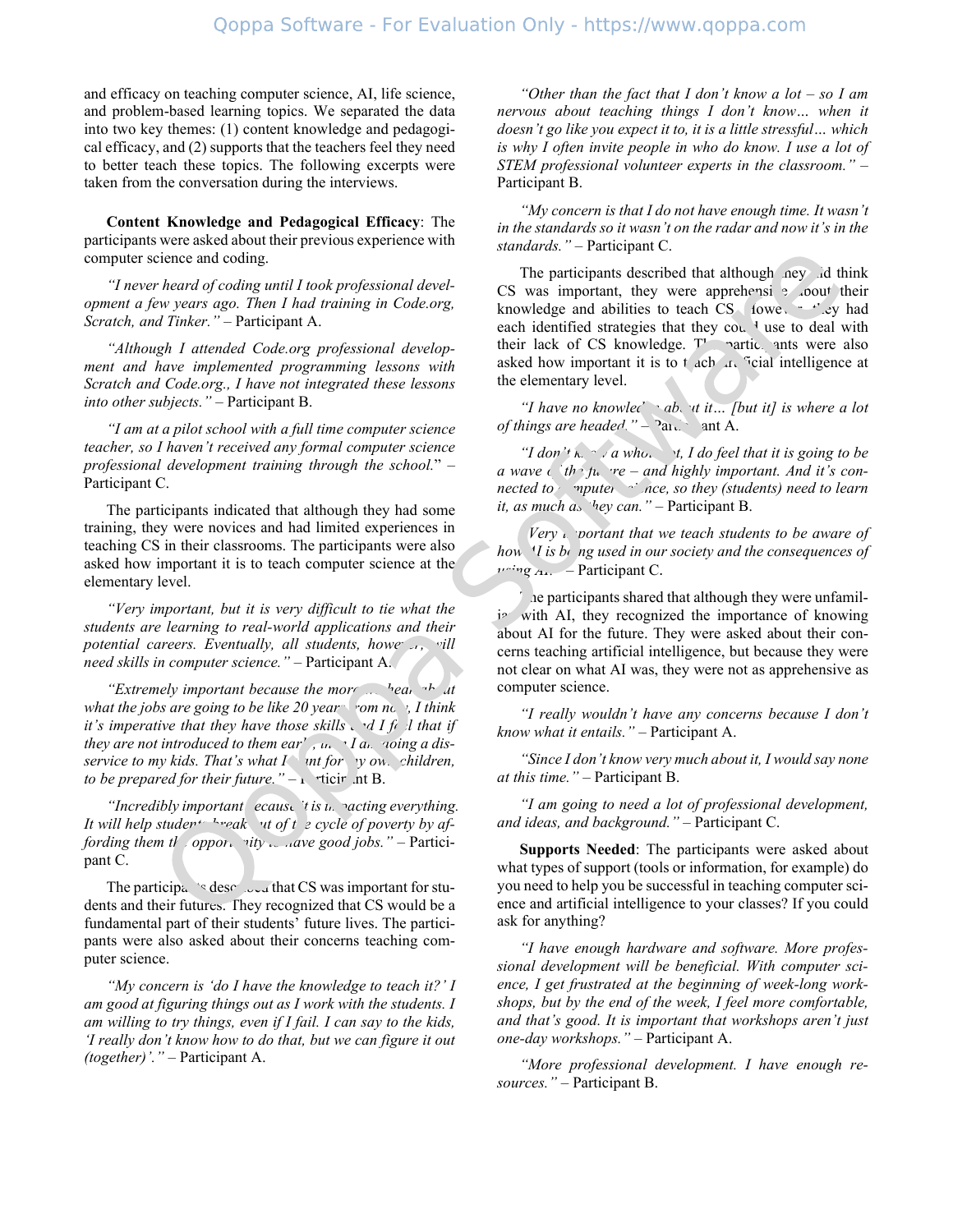and efficacy on teaching computer science, AI, life science, and problem-based learning topics. We separated the data into two key themes: (1) content knowledge and pedagogical efficacy, and (2) supports that the teachers feel they need to better teach these topics. The following excerpts were taken from the conversation during the interviews.

**Content Knowledge and Pedagogical Efficacy**: The participants were asked about their previous experience with computer science and coding.

*"I never heard of coding until I took professional development a few years ago. Then I had training in Code.org, Scratch, and Tinker."* – Participant A.

*"Although I attended Code.org professional development and have implemented programming lessons with Scratch and Code.org., I have not integrated these lessons into other subjects."* – Participant B.

*"I am at a pilot school with a full time computer science teacher, so I haven't received any formal computer science professional development training through the school.*" – Participant C.

The participants indicated that although they had some training, they were novices and had limited experiences in teaching CS in their classrooms. The participants were also asked how important it is to teach computer science at the elementary level.

*"Very important, but it is very difficult to tie what the students are learning to real-world applications and their potential careers. Eventually, all students, however, will need skills in computer science."* – Participant A.

*"Extremely important because the more I hear about what the jobs are going to be like 20 years from now, I think it's imperative that they have those skills and I feel that if they are not introduced to them early, then I am doing a disservice to my kids. That's what I want for my own children, to be prepared for their future."* – Participant B.

*"Incredibly important because it is impacting everything. It will help students break out of the cycle of poverty by affording them the opportunity to have good jobs."* – Participant C.

The participants described that CS was important for students and their futures. They recognized that CS would be a fundamental part of their students' future lives. The participants were also asked about their concerns teaching computer science.

*"My concern is 'do I have the knowledge to teach it?' I am good at figuring things out as I work with the students. I am willing to try things, even if I fail. I can say to the kids, 'I really don't know how to do that, but we can figure it out (together)'."* – Participant A.

*"Other than the fact that I don't know a lot – so I am nervous about teaching things I don't know… when it doesn't go like you expect it to, it is a little stressful… which is why I often invite people in who do know. I use a lot of STEM professional volunteer experts in the classroom."* – Participant B.

*"My concern is that I do not have enough time. It wasn't in the standards so it wasn't on the radar and now it's in the standards."* – Participant C.

The participants described that although they did think CS was important, they were apprehensive about their knowledge and abilities to teach CS. However, they had each identified strategies that they could use to deal with their lack of CS knowledge. The participants were also asked how important it is to teach artificial intelligence at the elementary level.

*"I have no knowledge about it… [but it] is where a lot of things are headed."* – Participant A.

*"I don't know a whole lot, I do feel that it is going to be a wave of the future – and highly important. And it's connected to computer science, so they (students) need to learn it, as much as they can."* – Participant B.

*"Very important that we teach students to be aware of how AI is being used in our society and the consequences of using AI."* – Participant C.

The participants shared that although they were unfamiliar with AI, they recognized the importance of knowing about AI for the future. They were asked about their concerns teaching artificial intelligence, but because they were not clear on what AI was, they were not as apprehensive as computer science.

*"I really wouldn't have any concerns because I don't know what it entails."* – Participant A.

*"Since I don't know very much about it, I would say none at this time."* – Participant B.

*"I am going to need a lot of professional development, and ideas, and background."* – Participant C.

**Supports Needed**: The participants were asked about what types of support (tools or information, for example) do you need to help you be successful in teaching computer science and artificial intelligence to your classes? If you could ask for anything?

*"I have enough hardware and software. More professional development will be beneficial. With computer science, I get frustrated at the beginning of week-long workshops, but by the end of the week, I feel more comfortable, and that's good. It is important that workshops aren't just one-day workshops."* – Participant A.

*"More professional development. I have enough resources."* – Participant B.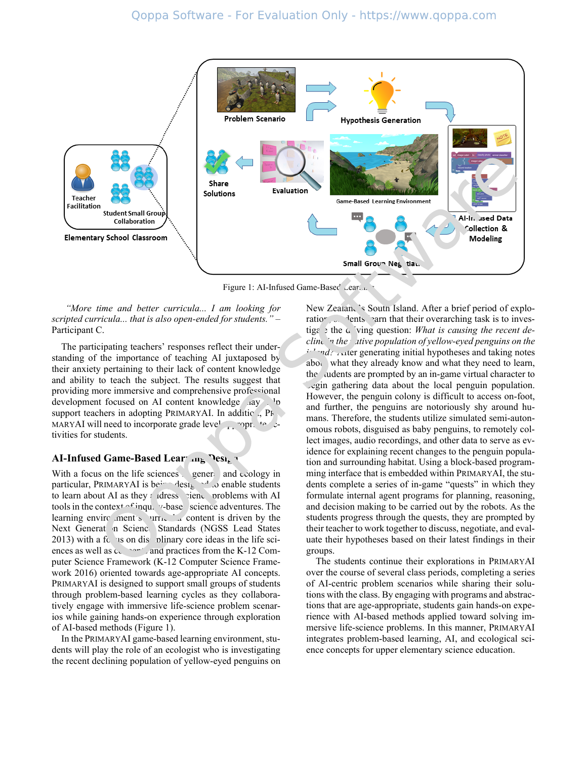Figure 1: AI-Infused Game-Based Learning

*"More time and better curricula... I am looking for scripted curricula... that is also open-ended for students."* – Participant C.

The participating teachers' responses reflect their understanding of the importance of teaching AI juxtaposed by their anxiety pertaining to their lack of content knowledge and ability to teach the subject. The results suggest that providing more immersive and comprehensive professional development focused on AI content knowledge may help support teachers in adopting PRIMARYAI. In addition, PRIMARYAI will need to incorporate grade level appropriate activities for students.

## AI-Infused Game-Based Learning Design

With a focus on the life sciences in general and ecology in particular, PRIMARYAI is being designed to enable students to learn about AI as they address science problems with AI tools in the context of inquiry-based science adventures. The learning environment's curricular content is driven by the Next Generation Science Standards (NGSS Lead States 2013) with a focus on disciplinary core ideas in the life sciences as well as concepts and practices from the K-12 Computer Science Framework (K-12 Computer Science Framework 2016) oriented towards age-appropriate AI concepts. PRIMARYAI is designed to support small groups of students through problem-based learning cycles as they collaboratively engage with immersive life-science problem scenarios while gaining hands-on experience through exploration of AI-based methods (Figure 1).

In the PRIMARYAI game-based learning environment, students will play the role of an ecologist who is investigating the recent declining population of yellow-eyed penguins on New Zealand's South Island. After a brief period of exploration, students learn that their overarching task is to investigate the driving question: *What is causing the recent decline in the native population of yellow-eyed penguins on the island?* After generating initial hypotheses and taking notes about what they already know and what they need to learn, the students are prompted by an in-game virtual character to begin gathering data about the local penguin population. However, the penguin colony is difficult to access on-foot, and further, the penguins are notoriously shy around humans. Therefore, the students utilize simulated semi-autonomous robots, disguised as baby penguins, to remotely collect images, audio recordings, and other data to serve as evidence for explaining recent changes to the penguin population and surrounding habitat. Using a block-based programming interface that is embedded within PRIMARYAI, the students complete a series of in-game "quests" in which they formulate internal agent programs for planning, reasoning, and decision making to be carried out by the robots. As the students progress through the quests, they are prompted by their teacher to work together to discuss, negotiate, and evaluate their hypotheses based on their latest findings in their groups.

The students continue their explorations in PRIMARYAI over the course of several class periods, completing a series of AI-centric problem scenarios while sharing their solutions with the class. By engaging with programs and abstractions that are age-appropriate, students gain hands-on experience with AI-based methods applied toward solving immersive life-science problems. In this manner, PRIMARYAI integrates problem-based learning, AI, and ecological science concepts for upper elementary science education.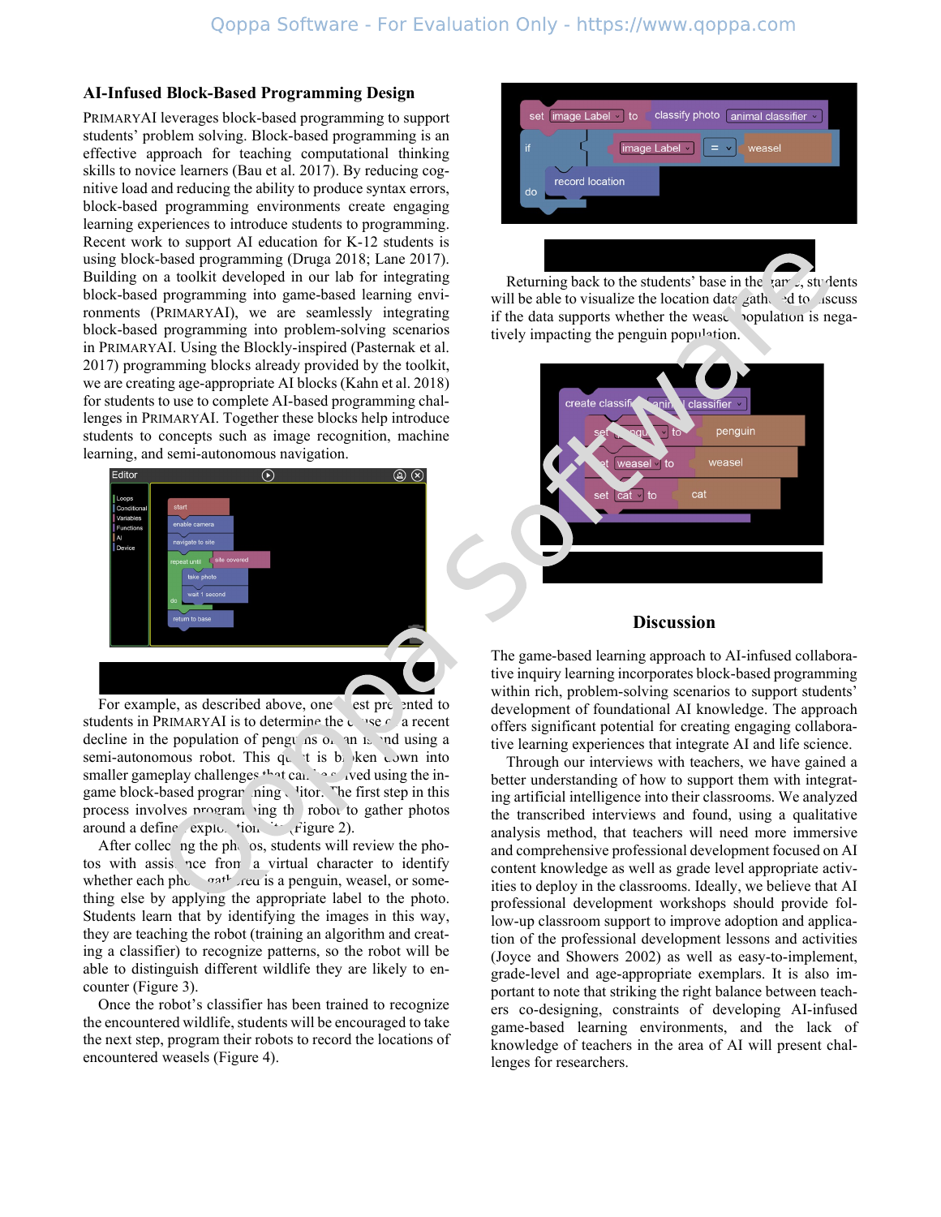### AI-Infused Block-Based Programming Design

PRIMARYAI leverages block-based programming to support students' problem solving. Block-based programming is an effective approach for teaching computational thinking skills to novice learners (Bau et al. 2017). By reducing cognitive load and reducing the ability to produce syntax errors, block-based programming environments create engaging learning experiences to introduce students to programming. Recent work to support AI education for K-12 students is using block-based programming (Druga 2018; Lane 2017). Building on a toolkit developed in our lab for integrating block-based programming into game-based learning environments (PRIMARYAI), we are seamlessly integrating block-based programming into problem-solving scenarios in PRIMARYAI. Using the Blockly-inspired (Pasternak et al. 2017) programming blocks already provided by the toolkit, we are creating age-appropriate AI blocks (Kahn et al. 2018) for students to use to complete AI-based programming challenges in PRIMARYAI. Together these blocks help introduce students to concepts such as image recognition, machine learning, and semi-autonomous navigation.

For example, as described above, one quest presented to students in PRIMARYAI is to determine the cause of a recent decline in the population of penguins on an island using a semi-autonomous robot. This quest is broken down into smaller gameplay challenges that can be solved using the in-game block-based programming editor. The first step in this process involves programming the robot to gather photos around a defined exploration area (Figure 2).

After collecting the photos, students will review the photos with assistance from a virtual character to identify whether each photo gathered is a penguin, weasel, or something else by applying the appropriate label to the photo. Students learn that by identifying the images in this way, they are teaching the robot (training an algorithm and creating a classifier) to recognize patterns, so the robot will be able to distinguish different wildlife they are likely to encounter (Figure 3).

Once the robot's classifier has been trained to recognize the encountered wildlife, students will be encouraged to take the next step, program their robots to record the locations of encountered weasels (Figure 4).

Returning back to the students' base in the game, students will be able to visualize the location data gathered to discuss if the data supports whether the weasel population is negatively impacting the penguin population.

## Discussion

The game-based learning approach to AI-infused collaborative inquiry learning incorporates block-based programming within rich, problem-solving scenarios to support students' development of foundational AI knowledge. The approach offers significant potential for creating engaging collaborative learning experiences that integrate AI and life science.

Through our interviews with teachers, we have gained a better understanding of how to support them with integrating artificial intelligence into their classrooms. We analyzed the transcribed interviews and found, using a qualitative analysis method, that teachers will need more immersive and comprehensive professional development focused on AI content knowledge as well as grade level appropriate activities to deploy in the classrooms. Ideally, we believe that AI professional development workshops should provide follow-up classroom support to improve adoption and application of the professional development lessons and activities (Joyce and Showers 2002) as well as easy-to-implement, grade-level and age-appropriate exemplars. It is also important to note that striking the right balance between teachers co-designing, constraints of developing AI-infused game-based learning environments, and the lack of knowledge of teachers in the area of AI will present challenges for researchers.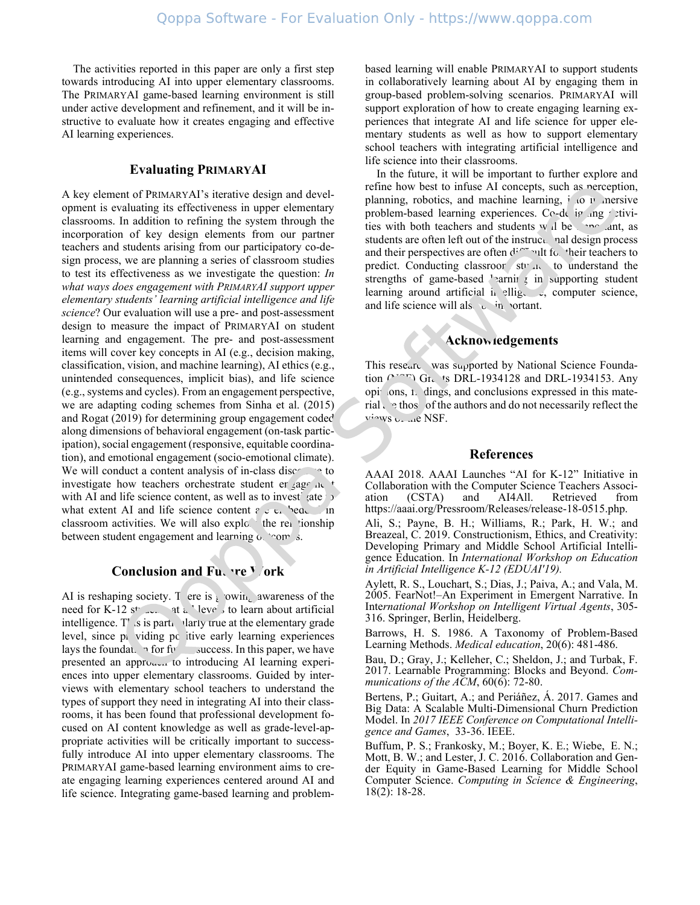The activities reported in this paper are only a first step towards introducing AI into upper elementary classrooms. The PRIMARYAI game-based learning environment is still under active development and refinement, and it will be instructive to evaluate how it creates engaging and effective AI learning experiences.

## Evaluating PRIMARYAI

A key element of PRIMARYAI's iterative design and development is evaluating its effectiveness in upper elementary classrooms. In addition to refining the system through the incorporation of key design elements from our partner teachers and students arising from our participatory co-design process, we are planning a series of classroom studies to test its effectiveness as we investigate the question: *In what ways does engagement with PRIMARYAI support upper elementary students' learning artificial intelligence and life science*? Our evaluation will use a pre- and post-assessment design to measure the impact of PRIMARYAI on student learning and engagement. The pre- and post-assessment items will cover key concepts in AI (e.g., decision making, classification, vision, and machine learning), AI ethics (e.g., unintended consequences, implicit bias), and life science (e.g., systems and cycles). From an engagement perspective, we are adapting coding schemes from Sinha et al. (2015) and Rogat (2019) for determining group engagement coded along dimensions of behavioral engagement (on-task participation), social engagement (responsive, equitable coordination), and emotional engagement (socio-emotional climate). We will conduct a content analysis of in-class discourse to investigate how teachers orchestrate student engagement with AI and life science content, as well as to investigate to what extent AI and life science content are embedded in classroom activities. We will also explore the relationship between student engagement and learning outcomes.

## Conclusion and Future Work

AI is reshaping society. There is growing awareness of the need for K-12 students at all levels to learn about artificial intelligence. This is particularly true at the elementary grade level, since providing positive early learning experiences lays the foundation for future success. In this paper, we have presented an approach to introducing AI learning experiences into upper elementary classrooms. Guided by interviews with elementary school teachers to understand the types of support they need in integrating AI into their classrooms, it has been found that professional development focused on AI content knowledge as well as grade-level-appropriate activities will be critically important to successfully introduce AI into upper elementary classrooms. The PRIMARYAI game-based learning environment aims to create engaging learning experiences centered around AI and life science. Integrating game-based learning and problem-based learning will enable PRIMARYAI to support students in collaboratively learning about AI by engaging them in group-based problem-solving scenarios. PRIMARYAI will support exploration of how to create engaging learning experiences that integrate AI and life science for upper elementary students as well as how to support elementary school teachers with integrating artificial intelligence and life science into their classrooms.

In the future, it will be important to further explore and refine how best to infuse AI concepts, such as perception, planning, robotics, and machine learning, into immersive problem-based learning experiences. Co-designing activities with both teachers and students will be important, as students are often left out of the instructional design process and their perspectives are often difficult for their teachers to predict. Conducting classroom studies to understand the strengths of game-based learning in supporting student learning around artificial intelligence, computer science, and life science will also be important.

## Acknowledgements

This research was supported by National Science Foundation (NSF) Grants DRL-1934128 and DRL-1934153. Any opinions, findings, and conclusions expressed in this material are those of the authors and do not necessarily reflect the views of the NSF.

## References

AAAI 2018. AAAI Launches "AI for K-12" Initiative in Collaboration with the Computer Science Teachers Association (CSTA) and AI4All. Retrieved from https://aaai.org/Pressroom/Releases/release-18-0515.php.

Ali, S.; Payne, B. H.; Williams, R.; Park, H. W.; and Breazeal, C. 2019. Constructionism, Ethics, and Creativity: Developing Primary and Middle School Artificial Intelligence Education. In *International Workshop on Education in Artificial Intelligence K-12 (EDUAI'19).*

Aylett, R. S., Louchart, S.; Dias, J.; Paiva, A.; and Vala, M. 2005. FearNot!–An Experiment in Emergent Narrative. In *International Workshop on Intelligent Virtual Agents*, 305-316. Springer, Berlin, Heidelberg.

Barrows, H. S. 1986. A Taxonomy of Problem-Based Learning Methods. *Medical education*, 20(6): 481-486.

Bau, D.; Gray, J.; Kelleher, C.; Sheldon, J.; and Turbak, F. 2017. Learnable Programming: Blocks and Beyond. *Communications of the ACM*, 60(6): 72-80.

Bertens, P.; Guitart, A.; and Periáñez, Á. 2017. Games and Big Data: A Scalable Multi-Dimensional Churn Prediction Model. In *2017 IEEE Conference on Computational Intelligence and Games*, 33-36. IEEE.

Buffum, P. S.; Frankosky, M.; Boyer, K. E.; Wiebe, E. N.; Mott, B. W.; and Lester, J. C. 2016. Collaboration and Gender Equity in Game-Based Learning for Middle School Computer Science. *Computing in Science & Engineering*, 18(2): 18-28.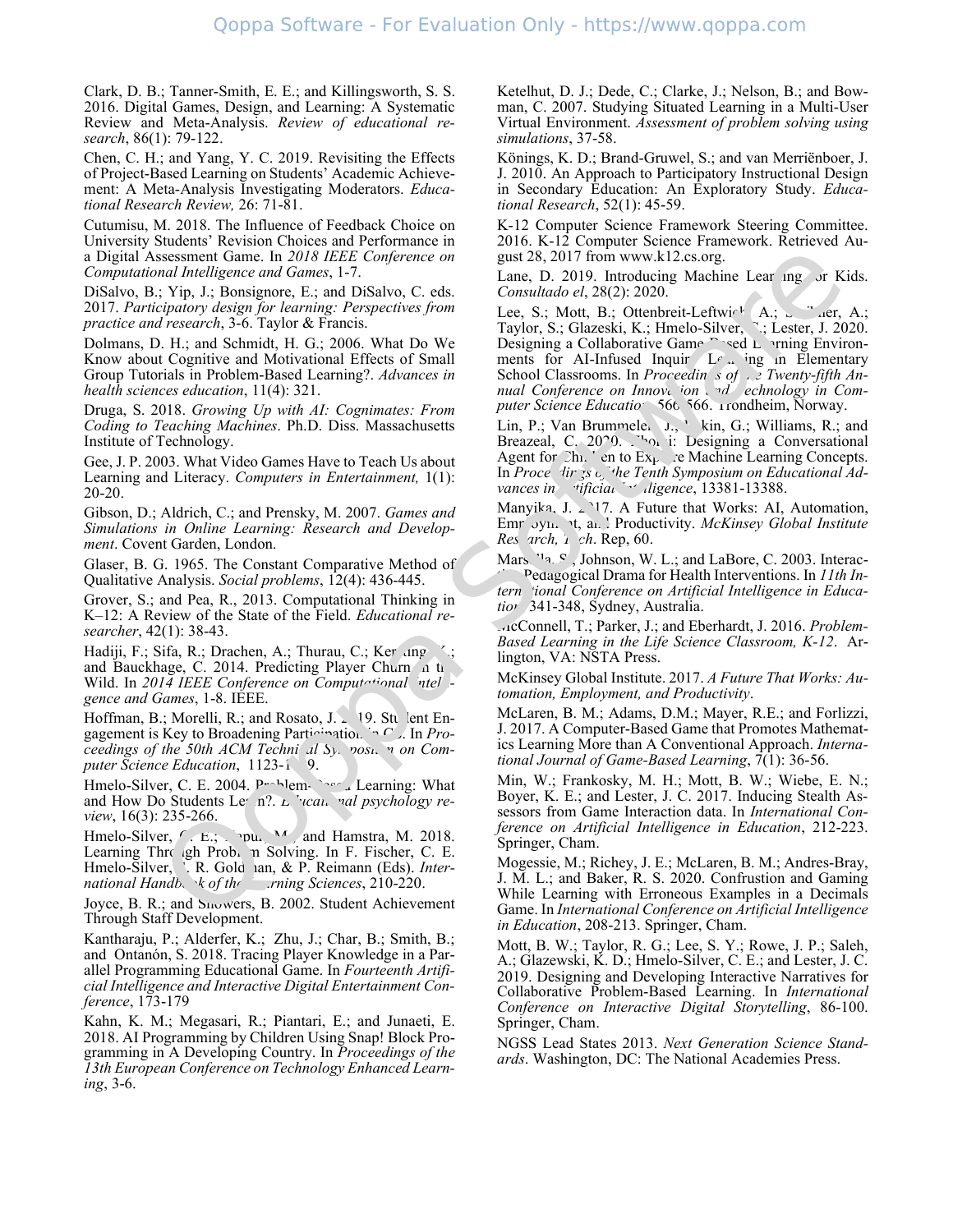Clark, D. B.; Tanner-Smith, E. E.; and Killingsworth, S. S. 2016. Digital Games, Design, and Learning: A Systematic Review and Meta-Analysis. *Review of educational research*, 86(1): 79-122.

Chen, C. H.; and Yang, Y. C. 2019. Revisiting the Effects of Project-Based Learning on Students' Academic Achievement: A Meta-Analysis Investigating Moderators. *Educational Research Review,* 26: 71-81.

Cutumisu, M. 2018. The Influence of Feedback Choice on University Students' Revision Choices and Performance in a Digital Assessment Game. In *2018 IEEE Conference on Computational Intelligence and Games*, 1-7.

DiSalvo, B.; Yip, J.; Bonsignore, E.; and DiSalvo, C. eds. 2017. *Participatory design for learning: Perspectives from practice and research*, 3-6. Taylor & Francis.

Dolmans, D. H.; and Schmidt, H. G.; 2006. What Do We Know about Cognitive and Motivational Effects of Small Group Tutorials in Problem-Based Learning?. *Advances in health sciences education*, 11(4): 321.

Druga, S. 2018. *Growing Up with AI: Cognimates: From Coding to Teaching Machines*. Ph.D. Diss. Massachusetts Institute of Technology.

Gee, J. P. 2003. What Video Games Have to Teach Us about Learning and Literacy. *Computers in Entertainment,* 1(1): 20-20.

Gibson, D.; Aldrich, C.; and Prensky, M. 2007. *Games and Simulations in Online Learning: Research and Development*. Covent Garden, London.

Glaser, B. G. 1965. The Constant Comparative Method of Qualitative Analysis. *Social problems*, 12(4): 436-445.

Grover, S.; and Pea, R., 2013. Computational Thinking in K–12: A Review of the State of the Field. *Educational researcher*, 42(1): 38-43.

Hadiji, F.; Sifa, R.; Drachen, A.; Thurau, C.; Kersting, K.; and Bauckhage, C. 2014. Predicting Player Churn in the Wild. In *2014 IEEE Conference on Computational Intelligence and Games*, 1-8. IEEE.

Hoffman, B.; Morelli, R.; and Rosato, J. 2019. Student Engagement is Key to Broadening Participation in CS. In *Proceedings of the 50th ACM Technical Symposium on Computer Science Education*, 1123-1129.

Hmelo-Silver, C. E. 2004. Problem-Based Learning: What and How Do Students Learn?. *Educational psychology review*, 16(3): 235-266.

Hmelo-Silver, C. E.; Kapur, M.; and Hamstra, M. 2018. Learning Through Problem Solving. In F. Fischer, C. E. Hmelo-Silver, S. R. Goldman, & P. Reimann (Eds). *International Handbook of the Learning Sciences*, 210-220.

Joyce, B. R.; and Showers, B. 2002. Student Achievement Through Staff Development.

Kantharaju, P.; Alderfer, K.; Zhu, J.; Char, B.; Smith, B.; and Ontanón, S. 2018. Tracing Player Knowledge in a Parallel Programming Educational Game. In *Fourteenth Artificial Intelligence and Interactive Digital Entertainment Conference*, 173-179

Kahn, K. M.; Megasari, R.; Piantari, E.; and Junaeti, E. 2018. AI Programming by Children Using Snap! Block Programming in A Developing Country. In *Proceedings of the 13th European Conference on Technology Enhanced Learning*, 3-6.

Ketelhut, D. J.; Dede, C.; Clarke, J.; Nelson, B.; and Bowman, C. 2007. Studying Situated Learning in a Multi-User Virtual Environment. *Assessment of problem solving using simulations*, 37-58.

Könings, K. D.; Brand-Gruwel, S.; and van Merriënboer, J. J. 2010. An Approach to Participatory Instructional Design in Secondary Education: An Exploratory Study. *Educational Research*, 52(1): 45-59.

K-12 Computer Science Framework Steering Committee. 2016. K-12 Computer Science Framework. Retrieved August 28, 2017 from www.k12.cs.org.

Lane, D. 2019. Introducing Machine Learning for Kids. *Consultado el*, 28(2): 2020.

Lee, S.; Mott, B.; Ottenbreit-Leftwich, A.; Scribner, A.; Taylor, S.; Glazeski, K.; Hmelo-Silver, C.; Lester, J. 2020. Designing a Collaborative Game-Based Learning Environments for AI-Infused Inquiry Learning in Elementary School Classrooms. In *Proceedings of the Twenty-fifth Annual Conference on Innovation and Technology in Computer Science Education*, 566-566. Trondheim, Norway.

Lin, P.; Van Brummelen, J.; Lukin, G.; Williams, R.; and Breazeal, C. 2020. Zhorai: Designing a Conversational Agent for Children to Explore Machine Learning Concepts. In *Proceedings of the Tenth Symposium on Educational Advances in Artificial Intelligence*, 13381-13388.

Manyika, J. 2017. A Future that Works: AI, Automation, Employment, and Productivity. *McKinsey Global Institute Research, Tech*. Rep, 60.

Marsella, S.; Johnson, W. L.; and LaBore, C. 2003. Interactive Pedagogical Drama for Health Interventions. In *11th International Conference on Artificial Intelligence in Education*, 341-348, Sydney, Australia.

McConnell, T.; Parker, J.; and Eberhardt, J. 2016. *Problem-Based Learning in the Life Science Classroom, K-12*. Arlington, VA: NSTA Press.

McKinsey Global Institute. 2017. *A Future That Works: Automation, Employment, and Productivity*.

McLaren, B. M.; Adams, D.M.; Mayer, R.E.; and Forlizzi, J. 2017. A Computer-Based Game that Promotes Mathematics Learning More than A Conventional Approach. *International Journal of Game-Based Learning*, 7(1): 36-56.

Min, W.; Frankosky, M. H.; Mott, B. W.; Wiebe, E. N.; Boyer, K. E.; and Lester, J. C. 2017. Inducing Stealth Assessors from Game Interaction data. In *International Conference on Artificial Intelligence in Education*, 212-223. Springer, Cham.

Mogessie, M.; Richey, J. E.; McLaren, B. M.; Andres-Bray, J. M. L.; and Baker, R. S. 2020. Confrustion and Gaming While Learning with Erroneous Examples in a Decimals Game. In *International Conference on Artificial Intelligence in Education*, 208-213. Springer, Cham.

Mott, B. W.; Taylor, R. G.; Lee, S. Y.; Rowe, J. P.; Saleh, A.; Glazewski, K. D.; Hmelo-Silver, C. E.; and Lester, J. C. 2019. Designing and Developing Interactive Narratives for Collaborative Problem-Based Learning. In *International Conference on Interactive Digital Storytelling*, 86-100. Springer, Cham.

NGSS Lead States 2013. *Next Generation Science Standards*. Washington, DC: The National Academies Press.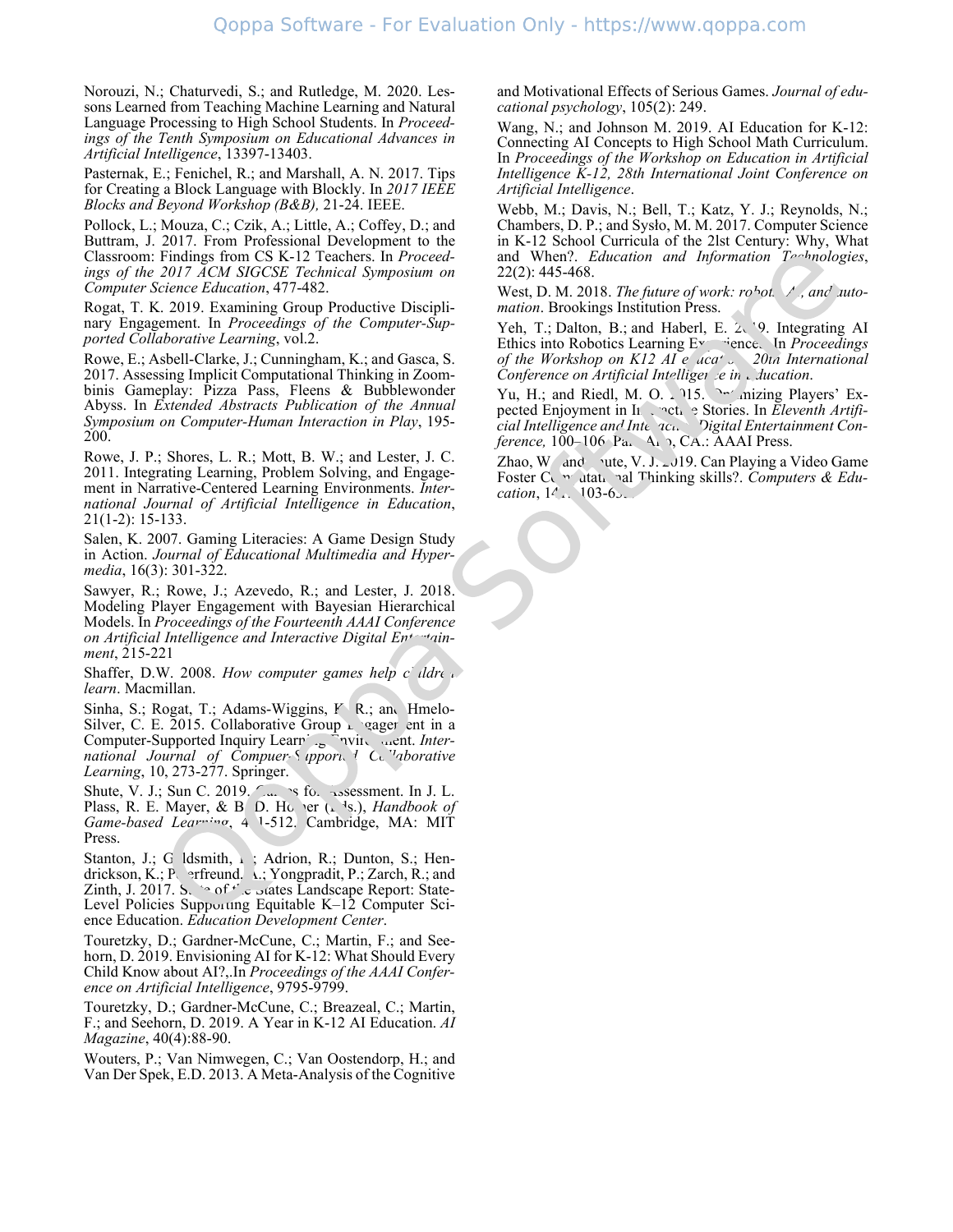Norouzi, N.; Chaturvedi, S.; and Rutledge, M. 2020. Lessons Learned from Teaching Machine Learning and Natural Language Processing to High School Students. In *Proceedings of the Tenth Symposium on Educational Advances in Artificial Intelligence*, 13397-13403.

Pasternak, E.; Fenichel, R.; and Marshall, A. N. 2017. Tips for Creating a Block Language with Blockly. In *2017 IEEE Blocks and Beyond Workshop (B&B),* 21-24. IEEE.

Pollock, L.; Mouza, C.; Czik, A.; Little, A.; Coffey, D.; and Buttram, J. 2017. From Professional Development to the Classroom: Findings from CS K-12 Teachers. In *Proceedings of the 2017 ACM SIGCSE Technical Symposium on Computer Science Education*, 477-482.

Rogat, T. K. 2019. Examining Group Productive Disciplinary Engagement. In *Proceedings of the Computer-Supported Collaborative Learning*, vol.2.

Rowe, E.; Asbell-Clarke, J.; Cunningham, K.; and Gasca, S. 2017. Assessing Implicit Computational Thinking in Zoombinis Gameplay: Pizza Pass, Fleens & Bubblewonder Abyss. In *Extended Abstracts Publication of the Annual Symposium on Computer-Human Interaction in Play*, 195-200.

Rowe, J. P.; Shores, L. R.; Mott, B. W.; and Lester, J. C. 2011. Integrating Learning, Problem Solving, and Engagement in Narrative-Centered Learning Environments. *International Journal of Artificial Intelligence in Education*, 21(1-2): 15-133.

Salen, K. 2007. Gaming Literacies: A Game Design Study in Action. *Journal of Educational Multimedia and Hypermedia*, 16(3): 301-322.

Sawyer, R.; Rowe, J.; Azevedo, R.; and Lester, J. 2018. Modeling Player Engagement with Bayesian Hierarchical Models. In *Proceedings of the Fourteenth AAAI Conference on Artificial Intelligence and Interactive Digital Entertainment*, 215-221

Shaffer, D.W. 2008. *How computer games help children learn*. Macmillan.

Sinha, S.; Rogat, T.; Adams-Wiggins, K. R.; and Hmelo-Silver, C. E. 2015. Collaborative Group Engagement in a Computer-Supported Inquiry Learning Environment. *International Journal of Compuer-Supported Collaborative Learning*, 10, 273-277. Springer.

Shute, V. J.; Sun C. 2019. Games for Assessment. In J. L. Plass, R. E. Mayer, & B. D. Homer (Eds.), *Handbook of Game-based Learning*, 491-512. Cambridge, MA: MIT Press.

Stanton, J.; Goldsmith, L.; Adrion, R.; Dunton, S.; Hendrickson, K.; Peterfreund, A.; Yongpradit, P.; Zarch, R.; and Zinth, J. 2017. State of the States Landscape Report: State-Level Policies Supporting Equitable K–12 Computer Science Education. *Education Development Center*.

Touretzky, D.; Gardner-McCune, C.; Martin, F.; and Seehorn, D. 2019. Envisioning AI for K-12: What Should Every Child Know about AI?,.In *Proceedings of the AAAI Conference on Artificial Intelligence*, 9795-9799.

Touretzky, D.; Gardner-McCune, C.; Breazeal, C.; Martin, F.; and Seehorn, D. 2019. A Year in K-12 AI Education. *AI Magazine*, 40(4):88-90.

Wouters, P.; Van Nimwegen, C.; Van Oostendorp, H.; and Van Der Spek, E.D. 2013. A Meta-Analysis of the Cognitive and Motivational Effects of Serious Games. *Journal of educational psychology*, 105(2): 249.

Wang, N.; and Johnson M. 2019. AI Education for K-12: Connecting AI Concepts to High School Math Curriculum. In *Proceedings of the Workshop on Education in Artificial Intelligence K-12, 28th International Joint Conference on Artificial Intelligence*.

Webb, M.; Davis, N.; Bell, T.; Katz, Y. J.; Reynolds, N.; Chambers, D. P.; and Sysło, M. M. 2017. Computer Science in K-12 School Curricula of the 2lst Century: Why, What and When?. *Education and Information Technologies*, 22(2): 445-468.

West, D. M. 2018. *The future of work: robots, AI, and automation*. Brookings Institution Press.

Yeh, T.; Dalton, B.; and Haberl, E. 2019. Integrating AI Ethics into Robotics Learning Experiences. In *Proceedings of the Workshop on K12 AI education, 20th International Conference on Artificial Intelligence in Education*.

Yu, H.; and Riedl, M. O. 2015. Optimizing Players' Expected Enjoyment in Interactive Stories. In *Eleventh Artificial Intelligence and Interactive Digital Entertainment Conference,* 100–106. Palo Alto, CA.: AAAI Press.

Zhao, W.; and Shute, V. J. 2019. Can Playing a Video Game Foster Computational Thinking skills?. *Computers & Education*, 141: 103-633.